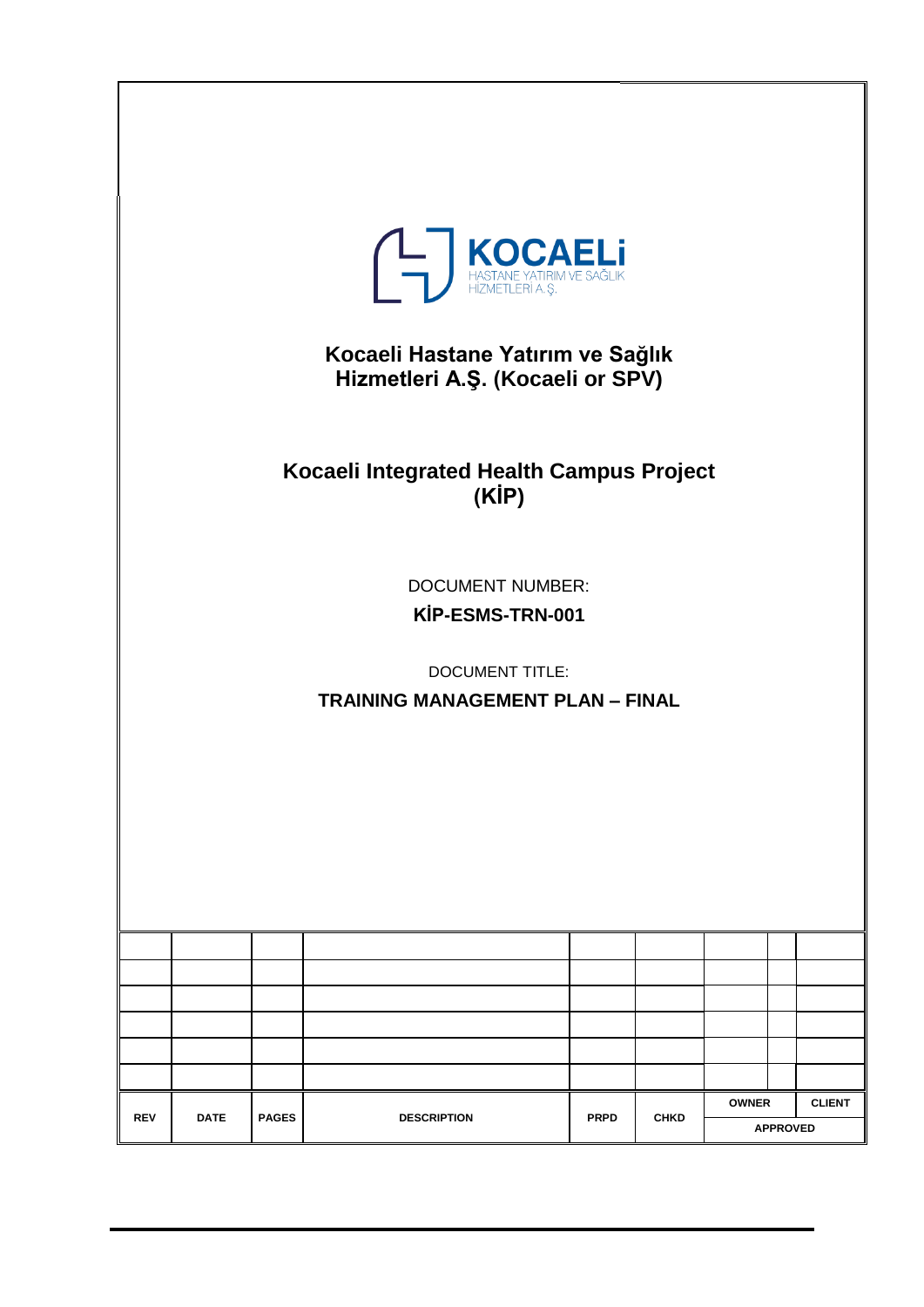KOCAELİ
HASTANE YATIRIM VE SAĞLIK HİZMETLERİ A.Ş.

# Kocaeli Hastane Yatırım ve Sağlık Hizmetleri A.Ş. (Kocaeli or SPV)

# Kocaeli Integrated Health Campus Project (KİP)

DOCUMENT NUMBER:

**KİP-ESMS-TRN-001**

DOCUMENT TITLE:

**TRAINING MANAGEMENT PLAN – FINAL**

| | | | | | | | |
|---|---|---|---|---|---|---|---|
| | | | | | | | |
| | | | | | | | |
| | | | | | | | |
| | | | | | | | |
| | | | | | | | |
| | | | | | | | |
| **REV** | **DATE** | **PAGES** | **DESCRIPTION** | **PRPD** | **CHKD** | **OWNER** | **CLIENT** |
| | | | | | | **APPROVED** | |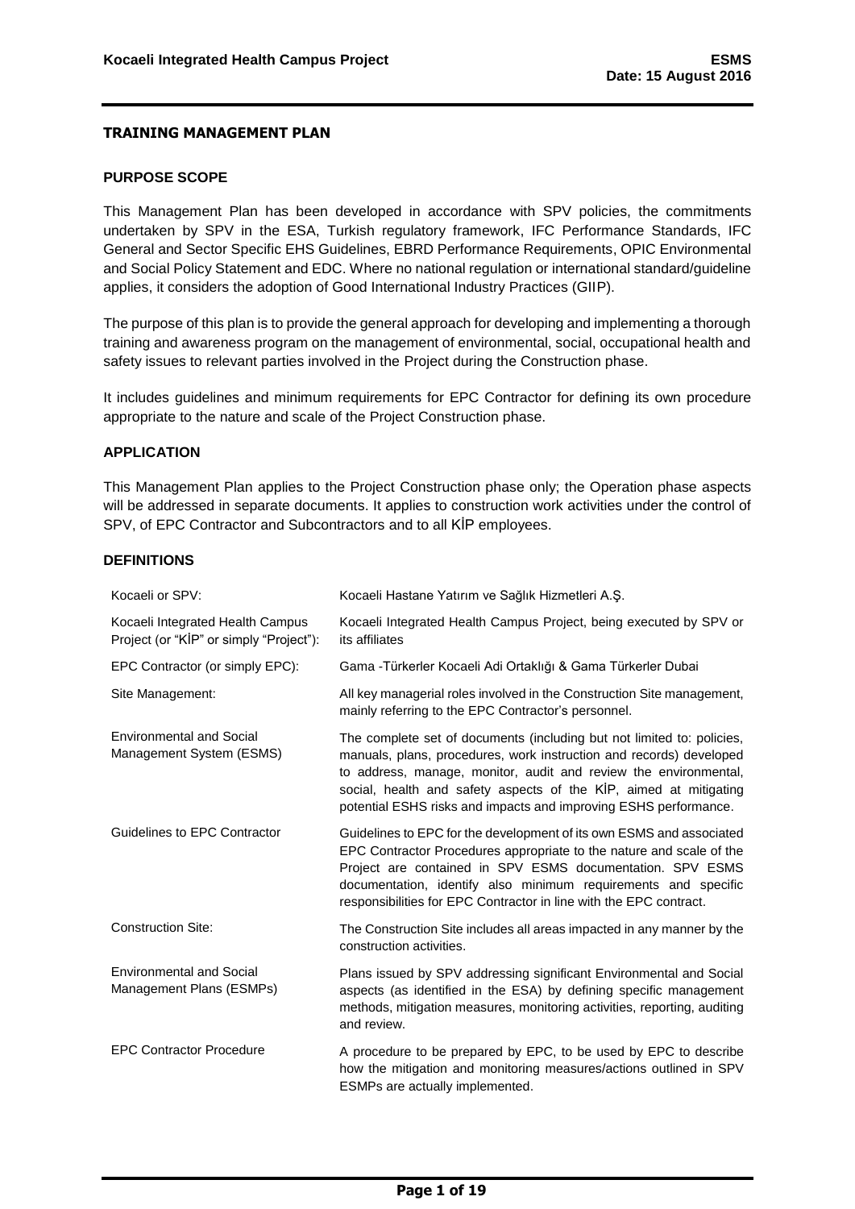## TRAINING MANAGEMENT PLAN

### PURPOSE SCOPE

This Management Plan has been developed in accordance with SPV policies, the commitments undertaken by SPV in the ESA, Turkish regulatory framework, IFC Performance Standards, IFC General and Sector Specific EHS Guidelines, EBRD Performance Requirements, OPIC Environmental and Social Policy Statement and EDC. Where no national regulation or international standard/guideline applies, it considers the adoption of Good International Industry Practices (GIIP).

The purpose of this plan is to provide the general approach for developing and implementing a thorough training and awareness program on the management of environmental, social, occupational health and safety issues to relevant parties involved in the Project during the Construction phase.

It includes guidelines and minimum requirements for EPC Contractor for defining its own procedure appropriate to the nature and scale of the Project Construction phase.

### APPLICATION

This Management Plan applies to the Project Construction phase only; the Operation phase aspects will be addressed in separate documents. It applies to construction work activities under the control of SPV, of EPC Contractor and Subcontractors and to all KİP employees.

### DEFINITIONS

| Term | Definition |
|---|---|
| Kocaeli or SPV: | Kocaeli Hastane Yatırım ve Sağlık Hizmetleri A.Ş. |
| Kocaeli Integrated Health Campus Project (or "KİP" or simply "Project"): | Kocaeli Integrated Health Campus Project, being executed by SPV or its affiliates |
| EPC Contractor (or simply EPC): | Gama -Türkerler Kocaeli Adi Ortaklığı & Gama Türkerler Dubai |
| Site Management: | All key managerial roles involved in the Construction Site management, mainly referring to the EPC Contractor's personnel. |
| Environmental and Social Management System (ESMS) | The complete set of documents (including but not limited to: policies, manuals, plans, procedures, work instruction and records) developed to address, manage, monitor, audit and review the environmental, social, health and safety aspects of the KİP, aimed at mitigating potential ESHS risks and impacts and improving ESHS performance. |
| Guidelines to EPC Contractor | Guidelines to EPC for the development of its own ESMS and associated EPC Contractor Procedures appropriate to the nature and scale of the Project are contained in SPV ESMS documentation. SPV ESMS documentation, identify also minimum requirements and specific responsibilities for EPC Contractor in line with the EPC contract. |
| Construction Site: | The Construction Site includes all areas impacted in any manner by the construction activities. |
| Environmental and Social Management Plans (ESMPs) | Plans issued by SPV addressing significant Environmental and Social aspects (as identified in the ESA) by defining specific management methods, mitigation measures, monitoring activities, reporting, auditing and review. |
| EPC Contractor Procedure | A procedure to be prepared by EPC, to be used by EPC to describe how the mitigation and monitoring measures/actions outlined in SPV ESMPs are actually implemented. |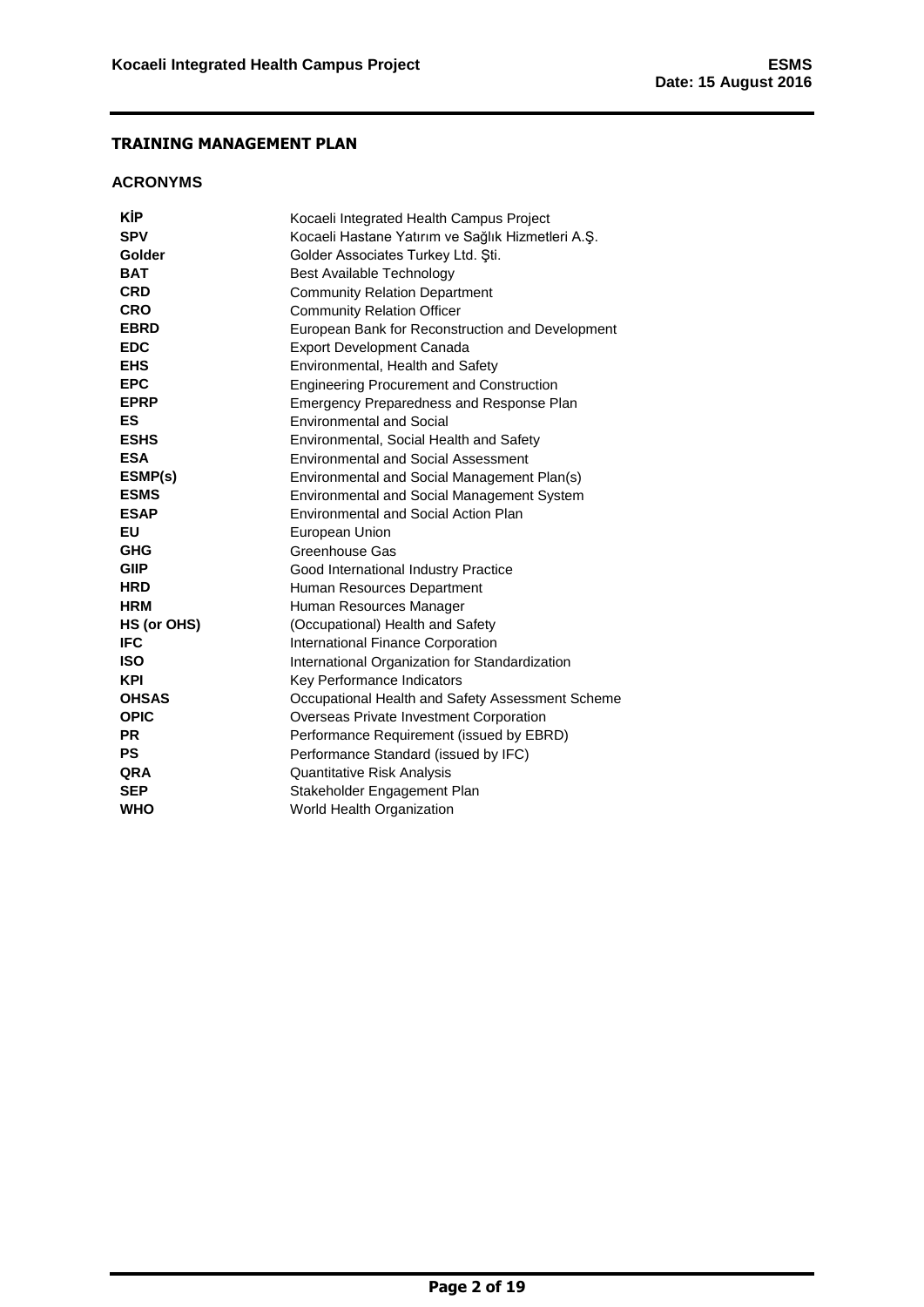## TRAINING MANAGEMENT PLAN

### ACRONYMS

| | |
|---|---|
| **KİP** | Kocaeli Integrated Health Campus Project |
| **SPV** | Kocaeli Hastane Yatırım ve Sağlık Hizmetleri A.Ş. |
| **Golder** | Golder Associates Turkey Ltd. Şti. |
| **BAT** | Best Available Technology |
| **CRD** | Community Relation Department |
| **CRO** | Community Relation Officer |
| **EBRD** | European Bank for Reconstruction and Development |
| **EDC** | Export Development Canada |
| **EHS** | Environmental, Health and Safety |
| **EPC** | Engineering Procurement and Construction |
| **EPRP** | Emergency Preparedness and Response Plan |
| **ES** | Environmental and Social |
| **ESHS** | Environmental, Social Health and Safety |
| **ESA** | Environmental and Social Assessment |
| **ESMP(s)** | Environmental and Social Management Plan(s) |
| **ESMS** | Environmental and Social Management System |
| **ESAP** | Environmental and Social Action Plan |
| **EU** | European Union |
| **GHG** | Greenhouse Gas |
| **GIIP** | Good International Industry Practice |
| **HRD** | Human Resources Department |
| **HRM** | Human Resources Manager |
| **HS (or OHS)** | (Occupational) Health and Safety |
| **IFC** | International Finance Corporation |
| **ISO** | International Organization for Standardization |
| **KPI** | Key Performance Indicators |
| **OHSAS** | Occupational Health and Safety Assessment Scheme |
| **OPIC** | Overseas Private Investment Corporation |
| **PR** | Performance Requirement (issued by EBRD) |
| **PS** | Performance Standard (issued by IFC) |
| **QRA** | Quantitative Risk Analysis |
| **SEP** | Stakeholder Engagement Plan |
| **WHO** | World Health Organization |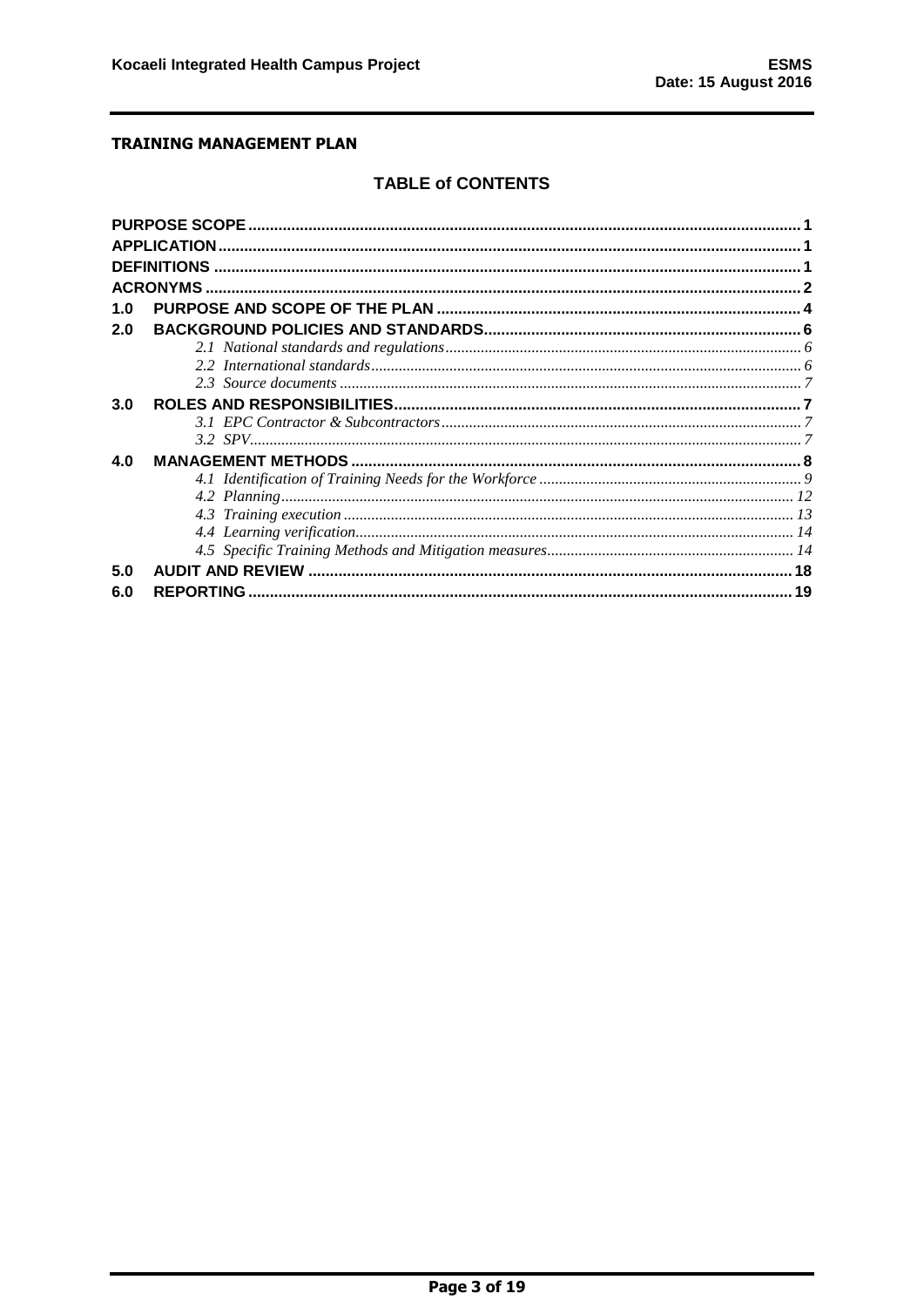**TRAINING MANAGEMENT PLAN**

## TABLE of CONTENTS

- **PURPOSE SCOPE** ........ 1
- **APPLICATION** ........ 1
- **DEFINITIONS** ........ 1
- **ACRONYMS** ........ 2
- **1.0 PURPOSE AND SCOPE OF THE PLAN** ........ 4
- **2.0 BACKGROUND POLICIES AND STANDARDS** ........ 6
  - *2.1 National standards and regulations* ........ 6
  - *2.2 International standards* ........ 6
  - *2.3 Source documents* ........ 7
- **3.0 ROLES AND RESPONSIBILITIES** ........ 7
  - *3.1 EPC Contractor & Subcontractors* ........ 7
  - *3.2 SPV* ........ 7
- **4.0 MANAGEMENT METHODS** ........ 8
  - *4.1 Identification of Training Needs for the Workforce* ........ 9
  - *4.2 Planning* ........ 12
  - *4.3 Training execution* ........ 13
  - *4.4 Learning verification* ........ 14
  - *4.5 Specific Training Methods and Mitigation measures* ........ 14
- **5.0 AUDIT AND REVIEW** ........ 18
- **6.0 REPORTING** ........ 19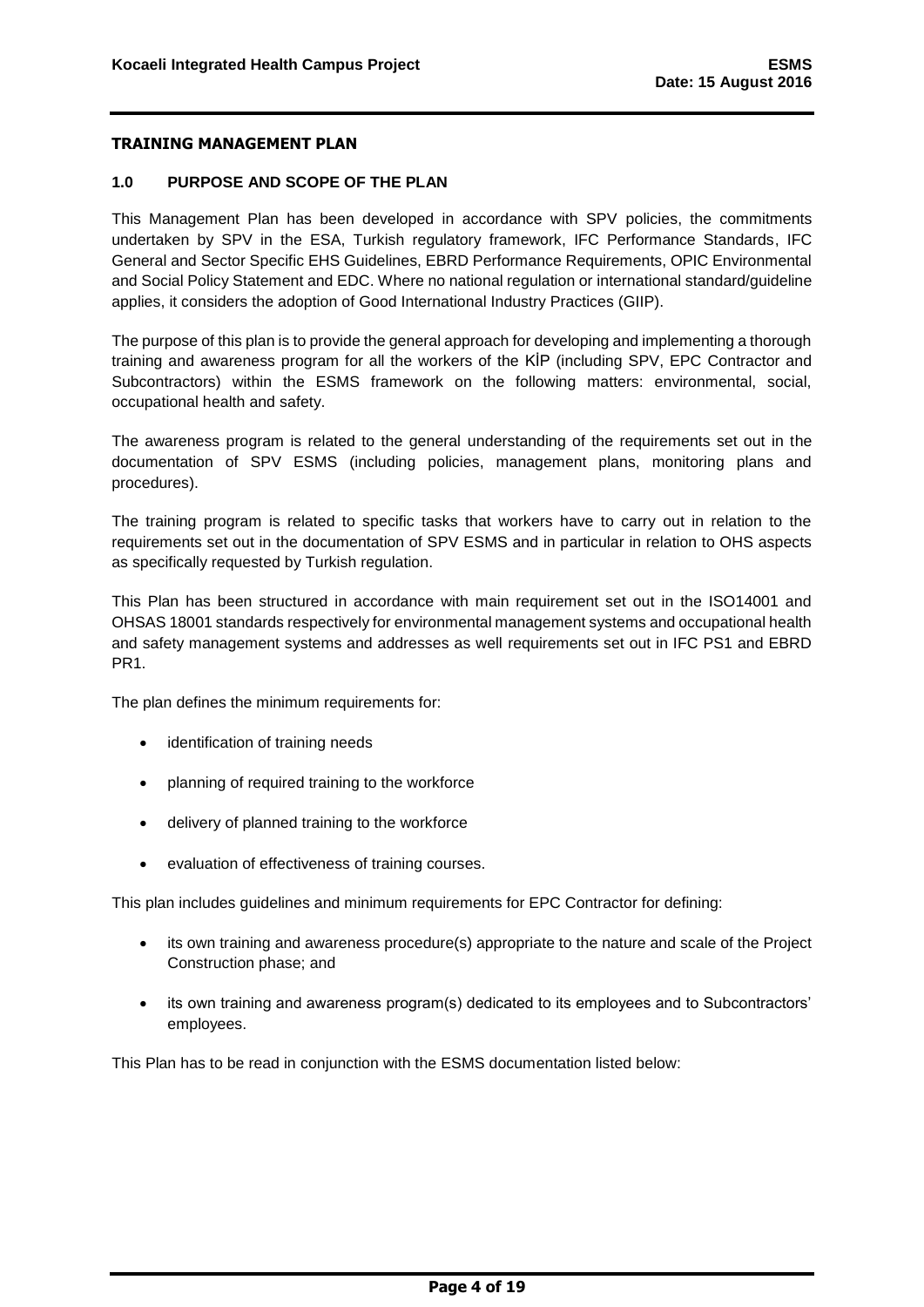## TRAINING MANAGEMENT PLAN

### 1.0 PURPOSE AND SCOPE OF THE PLAN

This Management Plan has been developed in accordance with SPV policies, the commitments undertaken by SPV in the ESA, Turkish regulatory framework, IFC Performance Standards, IFC General and Sector Specific EHS Guidelines, EBRD Performance Requirements, OPIC Environmental and Social Policy Statement and EDC. Where no national regulation or international standard/guideline applies, it considers the adoption of Good International Industry Practices (GIIP).

The purpose of this plan is to provide the general approach for developing and implementing a thorough training and awareness program for all the workers of the KİP (including SPV, EPC Contractor and Subcontractors) within the ESMS framework on the following matters: environmental, social, occupational health and safety.

The awareness program is related to the general understanding of the requirements set out in the documentation of SPV ESMS (including policies, management plans, monitoring plans and procedures).

The training program is related to specific tasks that workers have to carry out in relation to the requirements set out in the documentation of SPV ESMS and in particular in relation to OHS aspects as specifically requested by Turkish regulation.

This Plan has been structured in accordance with main requirement set out in the ISO14001 and OHSAS 18001 standards respectively for environmental management systems and occupational health and safety management systems and addresses as well requirements set out in IFC PS1 and EBRD PR1.

The plan defines the minimum requirements for:

- identification of training needs
- planning of required training to the workforce
- delivery of planned training to the workforce
- evaluation of effectiveness of training courses.

This plan includes guidelines and minimum requirements for EPC Contractor for defining:

- its own training and awareness procedure(s) appropriate to the nature and scale of the Project Construction phase; and
- its own training and awareness program(s) dedicated to its employees and to Subcontractors' employees.

This Plan has to be read in conjunction with the ESMS documentation listed below: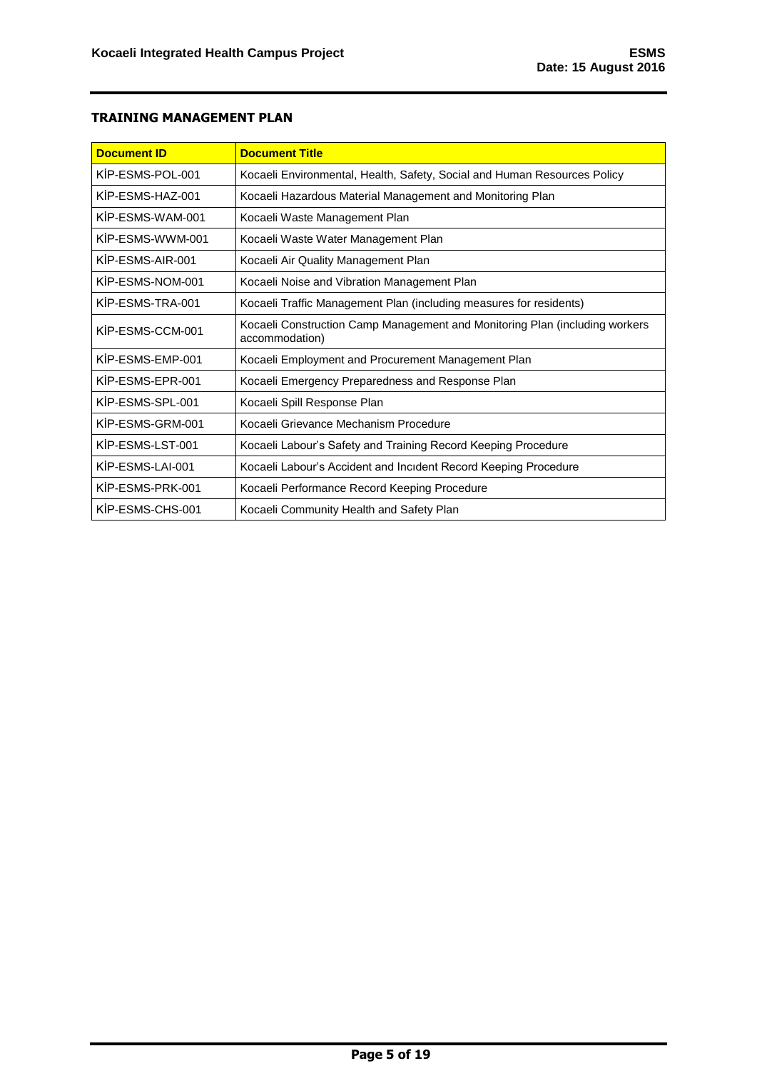## TRAINING MANAGEMENT PLAN

| Document ID | Document Title |
|---|---|
| KİP-ESMS-POL-001 | Kocaeli Environmental, Health, Safety, Social and Human Resources Policy |
| KİP-ESMS-HAZ-001 | Kocaeli Hazardous Material Management and Monitoring Plan |
| KİP-ESMS-WAM-001 | Kocaeli Waste Management Plan |
| KİP-ESMS-WWM-001 | Kocaeli Waste Water Management Plan |
| KİP-ESMS-AIR-001 | Kocaeli Air Quality Management Plan |
| KİP-ESMS-NOM-001 | Kocaeli Noise and Vibration Management Plan |
| KİP-ESMS-TRA-001 | Kocaeli Traffic Management Plan (including measures for residents) |
| KİP-ESMS-CCM-001 | Kocaeli Construction Camp Management and Monitoring Plan (including workers accommodation) |
| KİP-ESMS-EMP-001 | Kocaeli Employment and Procurement Management Plan |
| KİP-ESMS-EPR-001 | Kocaeli Emergency Preparedness and Response Plan |
| KİP-ESMS-SPL-001 | Kocaeli Spill Response Plan |
| KİP-ESMS-GRM-001 | Kocaeli Grievance Mechanism Procedure |
| KİP-ESMS-LST-001 | Kocaeli Labour's Safety and Training Record Keeping Procedure |
| KİP-ESMS-LAI-001 | Kocaeli Labour's Accident and Incıdent Record Keeping Procedure |
| KİP-ESMS-PRK-001 | Kocaeli Performance Record Keeping Procedure |
| KİP-ESMS-CHS-001 | Kocaeli Community Health and Safety Plan |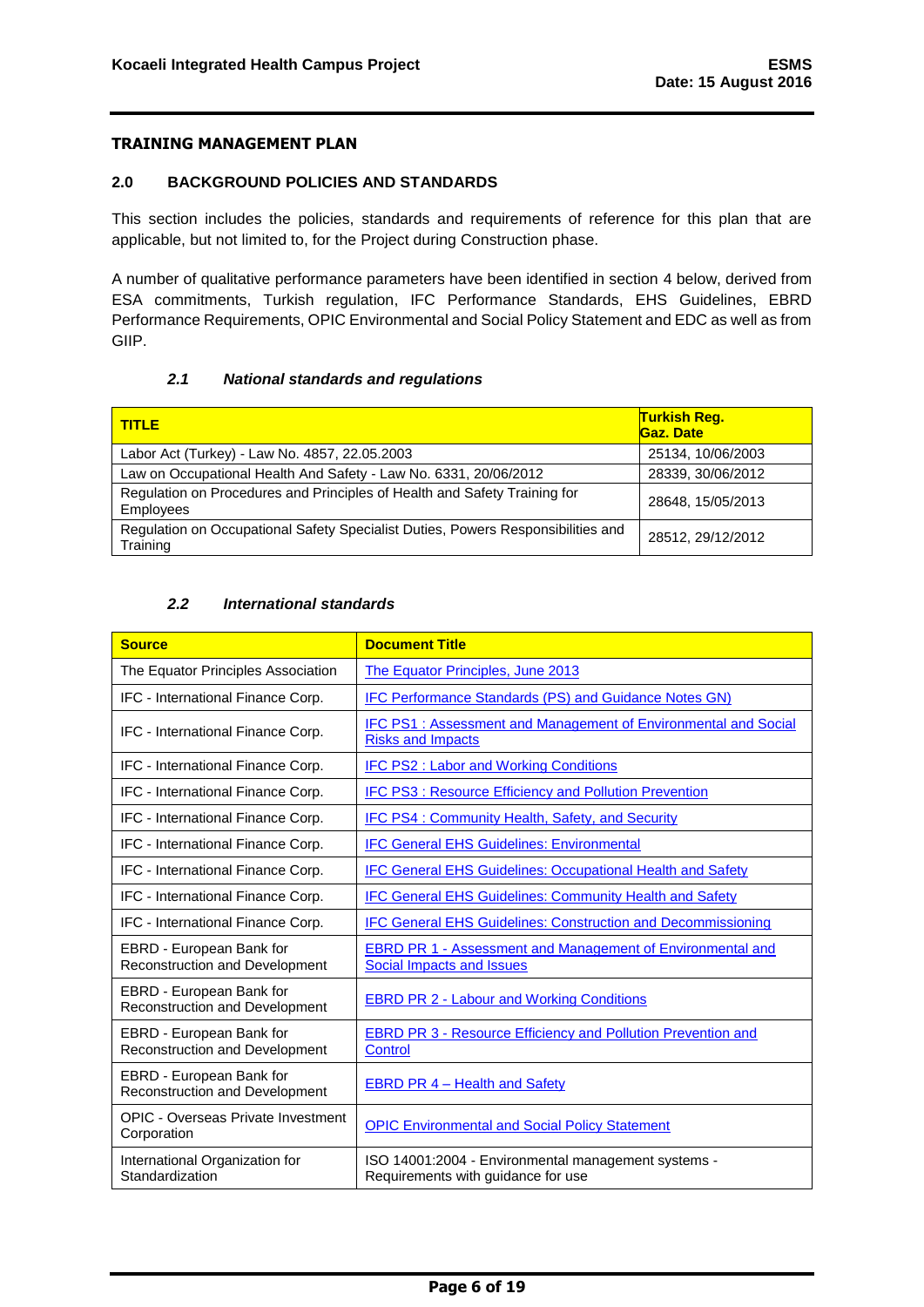## TRAINING MANAGEMENT PLAN

### 2.0 BACKGROUND POLICIES AND STANDARDS

This section includes the policies, standards and requirements of reference for this plan that are applicable, but not limited to, for the Project during Construction phase.

A number of qualitative performance parameters have been identified in section 4 below, derived from ESA commitments, Turkish regulation, IFC Performance Standards, EHS Guidelines, EBRD Performance Requirements, OPIC Environmental and Social Policy Statement and EDC as well as from GIIP.

#### *2.1 National standards and regulations*

| TITLE | Turkish Reg. Gaz. Date |
|---|---|
| Labor Act (Turkey) - Law No. 4857, 22.05.2003 | 25134, 10/06/2003 |
| Law on Occupational Health And Safety - Law No. 6331, 20/06/2012 | 28339, 30/06/2012 |
| Regulation on Procedures and Principles of Health and Safety Training for Employees | 28648, 15/05/2013 |
| Regulation on Occupational Safety Specialist Duties, Powers Responsibilities and Training | 28512, 29/12/2012 |

#### *2.2 International standards*

| Source | Document Title |
|---|---|
| The Equator Principles Association | The Equator Principles, June 2013 |
| IFC - International Finance Corp. | IFC Performance Standards (PS) and Guidance Notes GN) |
| IFC - International Finance Corp. | IFC PS1 : Assessment and Management of Environmental and Social Risks and Impacts |
| IFC - International Finance Corp. | IFC PS2 : Labor and Working Conditions |
| IFC - International Finance Corp. | IFC PS3 : Resource Efficiency and Pollution Prevention |
| IFC - International Finance Corp. | IFC PS4 : Community Health, Safety, and Security |
| IFC - International Finance Corp. | IFC General EHS Guidelines: Environmental |
| IFC - International Finance Corp. | IFC General EHS Guidelines: Occupational Health and Safety |
| IFC - International Finance Corp. | IFC General EHS Guidelines: Community Health and Safety |
| IFC - International Finance Corp. | IFC General EHS Guidelines: Construction and Decommissioning |
| EBRD - European Bank for Reconstruction and Development | EBRD PR 1 - Assessment and Management of Environmental and Social Impacts and Issues |
| EBRD - European Bank for Reconstruction and Development | EBRD PR 2 - Labour and Working Conditions |
| EBRD - European Bank for Reconstruction and Development | EBRD PR 3 - Resource Efficiency and Pollution Prevention and Control |
| EBRD - European Bank for Reconstruction and Development | EBRD PR 4 – Health and Safety |
| OPIC - Overseas Private Investment Corporation | OPIC Environmental and Social Policy Statement |
| International Organization for Standardization | ISO 14001:2004 - Environmental management systems - Requirements with guidance for use |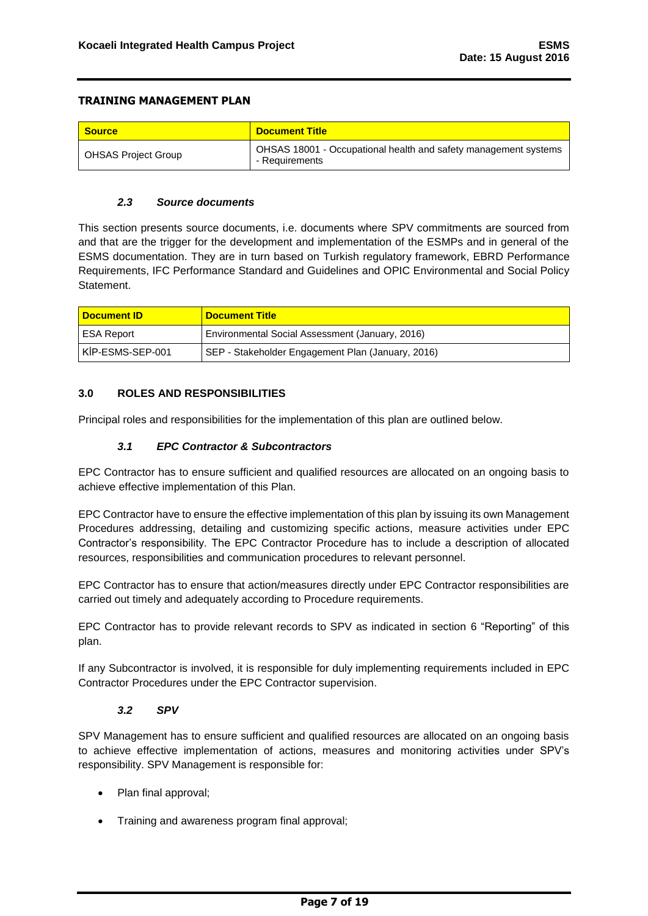## TRAINING MANAGEMENT PLAN

| Source | Document Title |
| --- | --- |
| OHSAS Project Group | OHSAS 18001 - Occupational health and safety management systems - Requirements |

### *2.3 Source documents*

This section presents source documents, i.e. documents where SPV commitments are sourced from and that are the trigger for the development and implementation of the ESMPs and in general of the ESMS documentation. They are in turn based on Turkish regulatory framework, EBRD Performance Requirements, IFC Performance Standard and Guidelines and OPIC Environmental and Social Policy Statement.

| Document ID | Document Title |
| --- | --- |
| ESA Report | Environmental Social Assessment (January, 2016) |
| KİP-ESMS-SEP-001 | SEP - Stakeholder Engagement Plan (January, 2016) |

## 3.0 ROLES AND RESPONSIBILITIES

Principal roles and responsibilities for the implementation of this plan are outlined below.

### *3.1 EPC Contractor & Subcontractors*

EPC Contractor has to ensure sufficient and qualified resources are allocated on an ongoing basis to achieve effective implementation of this Plan.

EPC Contractor have to ensure the effective implementation of this plan by issuing its own Management Procedures addressing, detailing and customizing specific actions, measure activities under EPC Contractor's responsibility. The EPC Contractor Procedure has to include a description of allocated resources, responsibilities and communication procedures to relevant personnel.

EPC Contractor has to ensure that action/measures directly under EPC Contractor responsibilities are carried out timely and adequately according to Procedure requirements.

EPC Contractor has to provide relevant records to SPV as indicated in section 6 "Reporting" of this plan.

If any Subcontractor is involved, it is responsible for duly implementing requirements included in EPC Contractor Procedures under the EPC Contractor supervision.

### *3.2 SPV*

SPV Management has to ensure sufficient and qualified resources are allocated on an ongoing basis to achieve effective implementation of actions, measures and monitoring activities under SPV's responsibility. SPV Management is responsible for:

- Plan final approval;
- Training and awareness program final approval;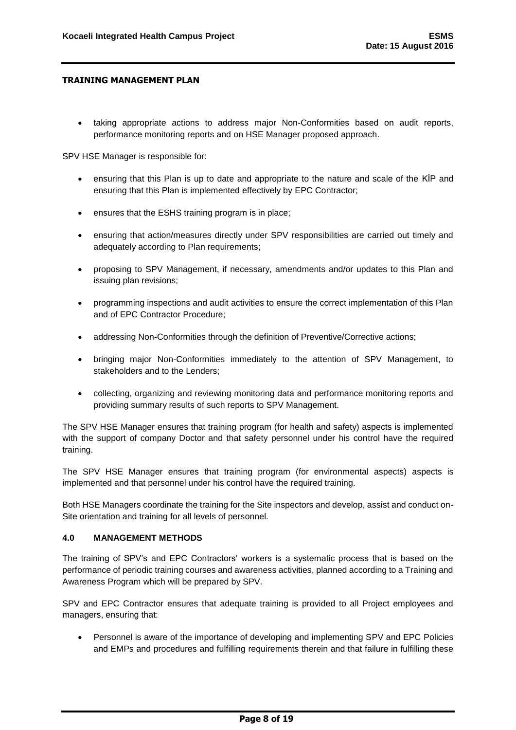## TRAINING MANAGEMENT PLAN

- taking appropriate actions to address major Non-Conformities based on audit reports, performance monitoring reports and on HSE Manager proposed approach.

SPV HSE Manager is responsible for:

- ensuring that this Plan is up to date and appropriate to the nature and scale of the KİP and ensuring that this Plan is implemented effectively by EPC Contractor;
- ensures that the ESHS training program is in place;
- ensuring that action/measures directly under SPV responsibilities are carried out timely and adequately according to Plan requirements;
- proposing to SPV Management, if necessary, amendments and/or updates to this Plan and issuing plan revisions;
- programming inspections and audit activities to ensure the correct implementation of this Plan and of EPC Contractor Procedure;
- addressing Non-Conformities through the definition of Preventive/Corrective actions;
- bringing major Non-Conformities immediately to the attention of SPV Management, to stakeholders and to the Lenders;
- collecting, organizing and reviewing monitoring data and performance monitoring reports and providing summary results of such reports to SPV Management.

The SPV HSE Manager ensures that training program (for health and safety) aspects is implemented with the support of company Doctor and that safety personnel under his control have the required training.

The SPV HSE Manager ensures that training program (for environmental aspects) aspects is implemented and that personnel under his control have the required training.

Both HSE Managers coordinate the training for the Site inspectors and develop, assist and conduct on-Site orientation and training for all levels of personnel.

### 4.0 MANAGEMENT METHODS

The training of SPV's and EPC Contractors' workers is a systematic process that is based on the performance of periodic training courses and awareness activities, planned according to a Training and Awareness Program which will be prepared by SPV.

SPV and EPC Contractor ensures that adequate training is provided to all Project employees and managers, ensuring that:

- Personnel is aware of the importance of developing and implementing SPV and EPC Policies and EMPs and procedures and fulfilling requirements therein and that failure in fulfilling these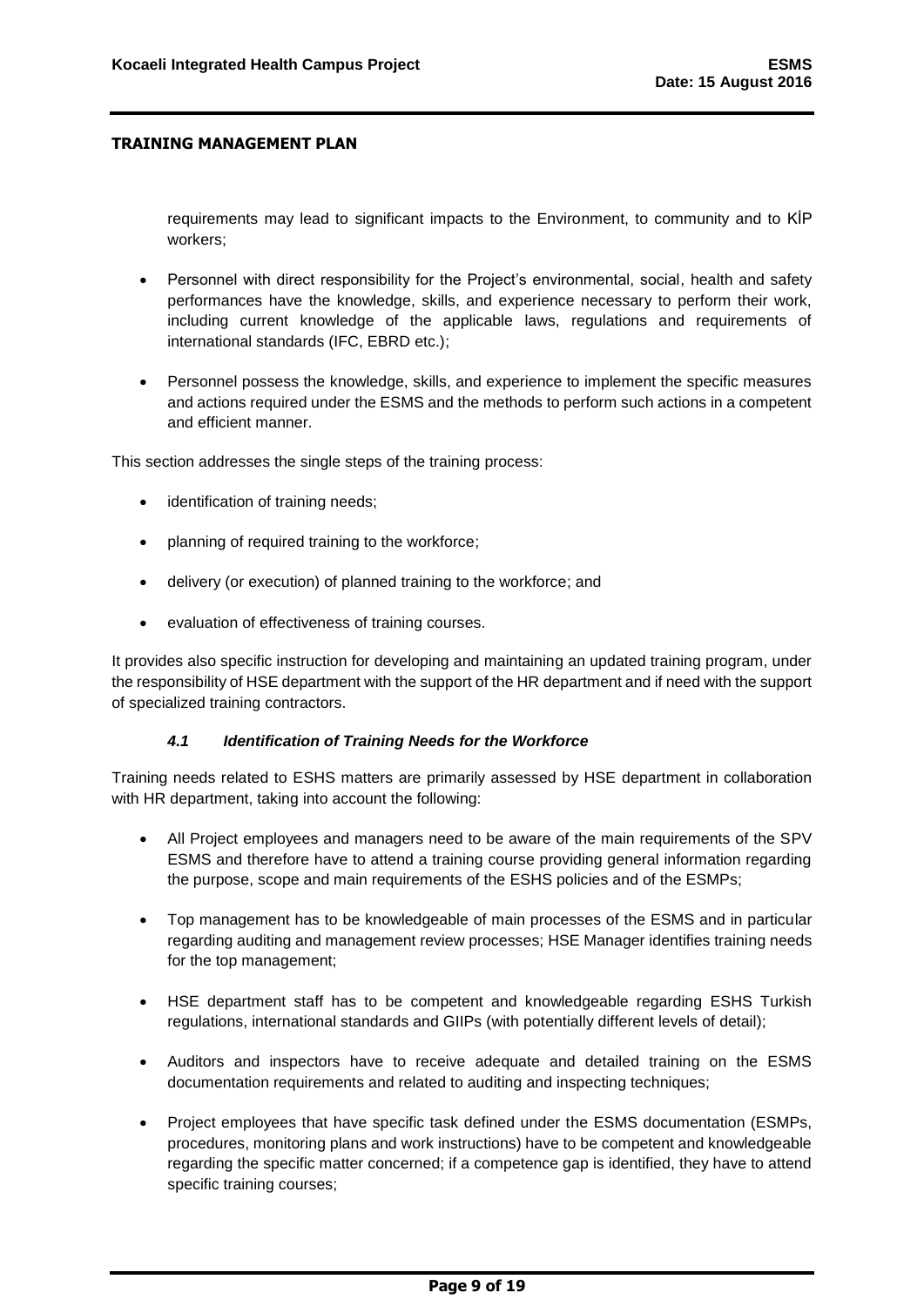requirements may lead to significant impacts to the Environment, to community and to KİP workers;

- Personnel with direct responsibility for the Project's environmental, social, health and safety performances have the knowledge, skills, and experience necessary to perform their work, including current knowledge of the applicable laws, regulations and requirements of international standards (IFC, EBRD etc.);
- Personnel possess the knowledge, skills, and experience to implement the specific measures and actions required under the ESMS and the methods to perform such actions in a competent and efficient manner.

This section addresses the single steps of the training process:

- identification of training needs;
- planning of required training to the workforce;
- delivery (or execution) of planned training to the workforce; and
- evaluation of effectiveness of training courses.

It provides also specific instruction for developing and maintaining an updated training program, under the responsibility of HSE department with the support of the HR department and if need with the support of specialized training contractors.

### *4.1 Identification of Training Needs for the Workforce*

Training needs related to ESHS matters are primarily assessed by HSE department in collaboration with HR department, taking into account the following:

- All Project employees and managers need to be aware of the main requirements of the SPV ESMS and therefore have to attend a training course providing general information regarding the purpose, scope and main requirements of the ESHS policies and of the ESMPs;
- Top management has to be knowledgeable of main processes of the ESMS and in particular regarding auditing and management review processes; HSE Manager identifies training needs for the top management;
- HSE department staff has to be competent and knowledgeable regarding ESHS Turkish regulations, international standards and GIIPs (with potentially different levels of detail);
- Auditors and inspectors have to receive adequate and detailed training on the ESMS documentation requirements and related to auditing and inspecting techniques;
- Project employees that have specific task defined under the ESMS documentation (ESMPs, procedures, monitoring plans and work instructions) have to be competent and knowledgeable regarding the specific matter concerned; if a competence gap is identified, they have to attend specific training courses;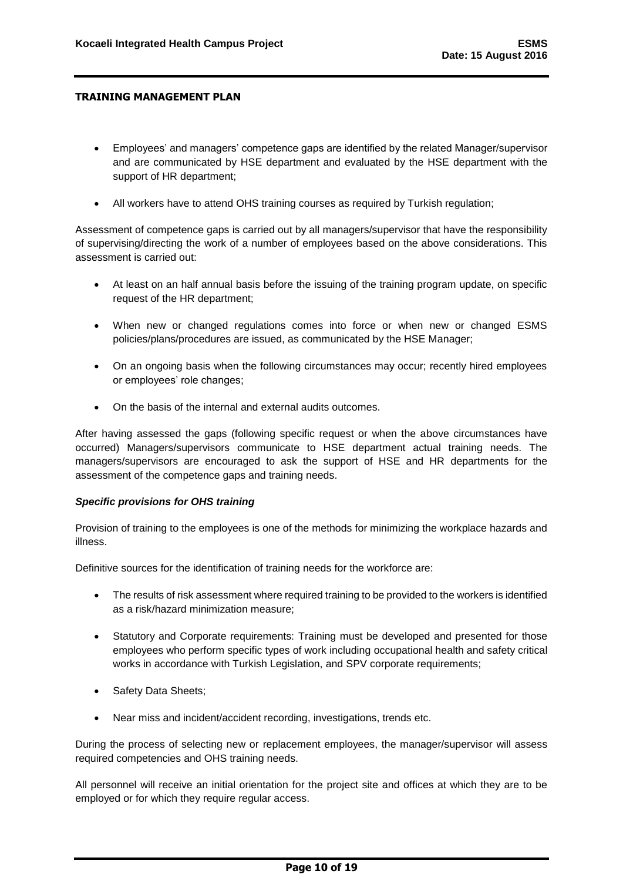## TRAINING MANAGEMENT PLAN

- Employees' and managers' competence gaps are identified by the related Manager/supervisor and are communicated by HSE department and evaluated by the HSE department with the support of HR department;
- All workers have to attend OHS training courses as required by Turkish regulation;

Assessment of competence gaps is carried out by all managers/supervisor that have the responsibility of supervising/directing the work of a number of employees based on the above considerations. This assessment is carried out:

- At least on an half annual basis before the issuing of the training program update, on specific request of the HR department;
- When new or changed regulations comes into force or when new or changed ESMS policies/plans/procedures are issued, as communicated by the HSE Manager;
- On an ongoing basis when the following circumstances may occur; recently hired employees or employees' role changes;
- On the basis of the internal and external audits outcomes.

After having assessed the gaps (following specific request or when the above circumstances have occurred) Managers/supervisors communicate to HSE department actual training needs. The managers/supervisors are encouraged to ask the support of HSE and HR departments for the assessment of the competence gaps and training needs.

***Specific provisions for OHS training***

Provision of training to the employees is one of the methods for minimizing the workplace hazards and illness.

Definitive sources for the identification of training needs for the workforce are:

- The results of risk assessment where required training to be provided to the workers is identified as a risk/hazard minimization measure;
- Statutory and Corporate requirements: Training must be developed and presented for those employees who perform specific types of work including occupational health and safety critical works in accordance with Turkish Legislation, and SPV corporate requirements;
- Safety Data Sheets;
- Near miss and incident/accident recording, investigations, trends etc.

During the process of selecting new or replacement employees, the manager/supervisor will assess required competencies and OHS training needs.

All personnel will receive an initial orientation for the project site and offices at which they are to be employed or for which they require regular access.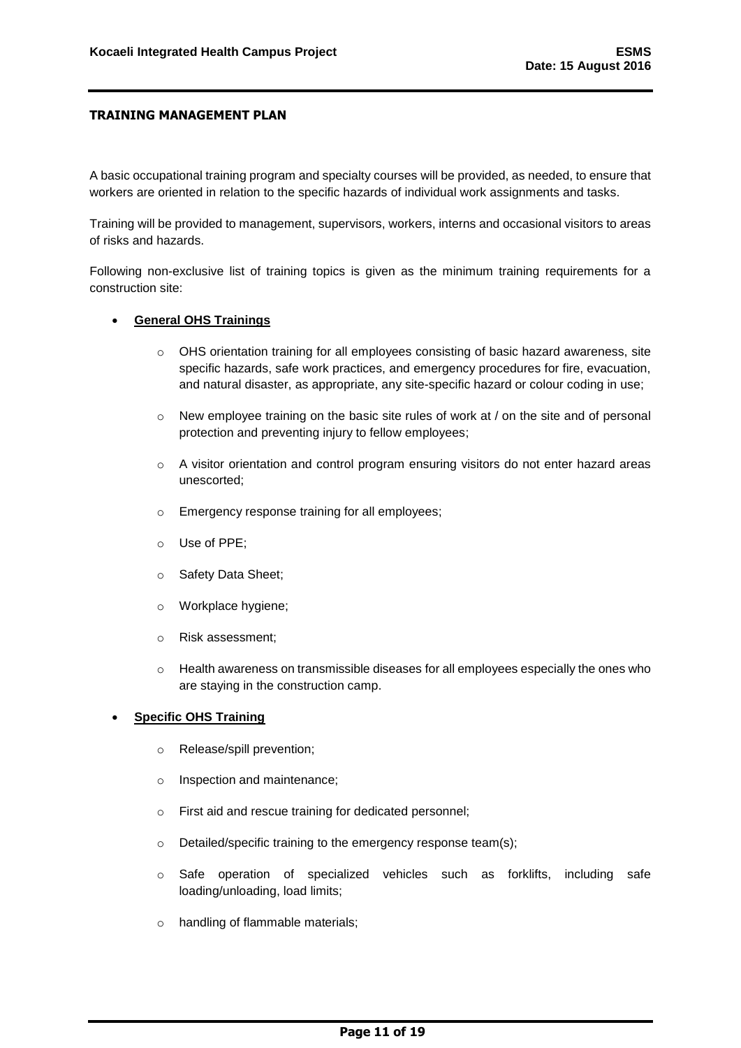## TRAINING MANAGEMENT PLAN

A basic occupational training program and specialty courses will be provided, as needed, to ensure that workers are oriented in relation to the specific hazards of individual work assignments and tasks.

Training will be provided to management, supervisors, workers, interns and occasional visitors to areas of risks and hazards.

Following non-exclusive list of training topics is given as the minimum training requirements for a construction site:

- **General OHS Trainings**
  - OHS orientation training for all employees consisting of basic hazard awareness, site specific hazards, safe work practices, and emergency procedures for fire, evacuation, and natural disaster, as appropriate, any site-specific hazard or colour coding in use;
  - New employee training on the basic site rules of work at / on the site and of personal protection and preventing injury to fellow employees;
  - A visitor orientation and control program ensuring visitors do not enter hazard areas unescorted;
  - Emergency response training for all employees;
  - Use of PPE;
  - Safety Data Sheet;
  - Workplace hygiene;
  - Risk assessment;
  - Health awareness on transmissible diseases for all employees especially the ones who are staying in the construction camp.

- **Specific OHS Training**
  - Release/spill prevention;
  - Inspection and maintenance;
  - First aid and rescue training for dedicated personnel;
  - Detailed/specific training to the emergency response team(s);
  - Safe operation of specialized vehicles such as forklifts, including safe loading/unloading, load limits;
  - handling of flammable materials;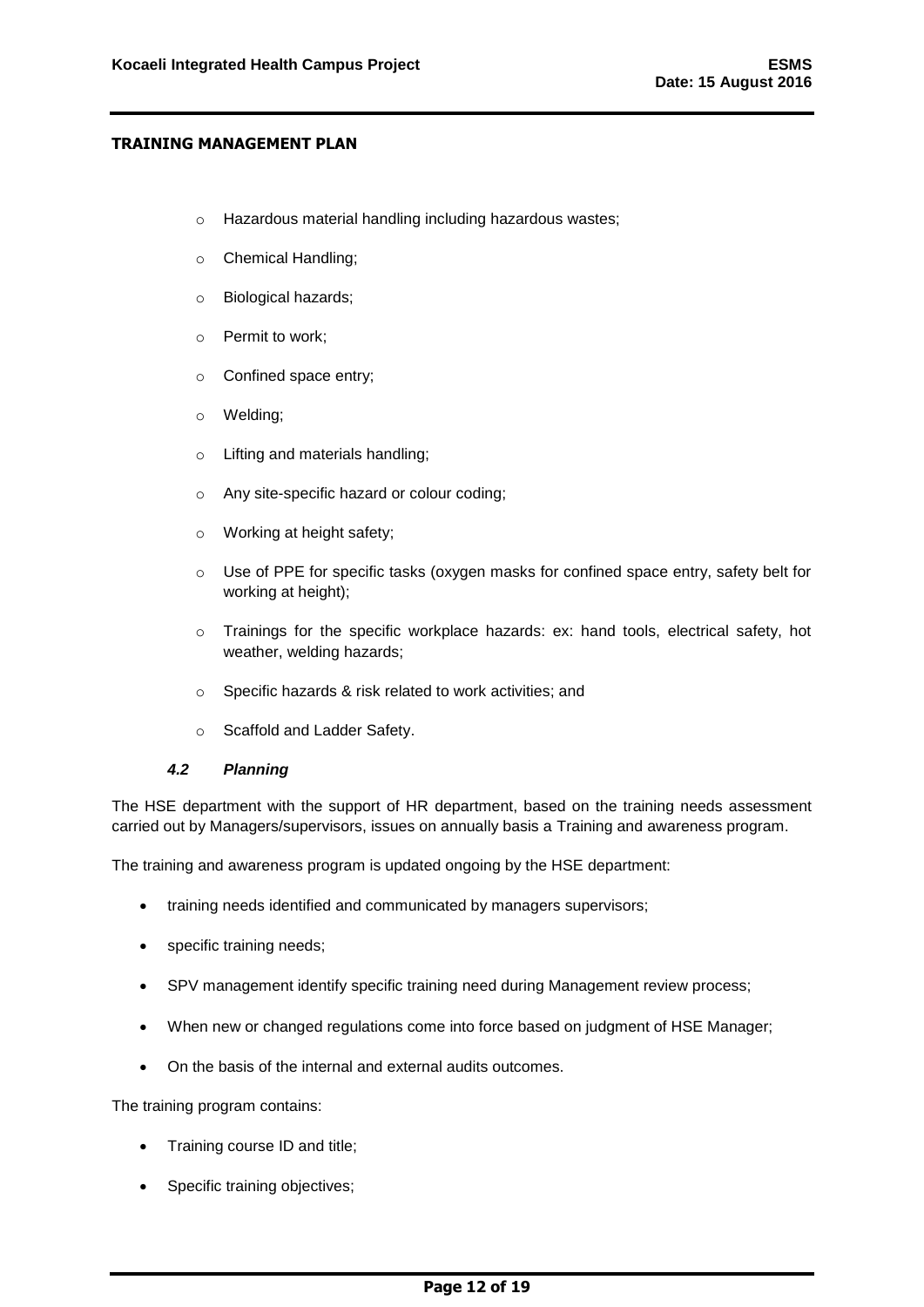- Hazardous material handling including hazardous wastes;
- Chemical Handling;
- Biological hazards;
- Permit to work;
- Confined space entry;
- Welding;
- Lifting and materials handling;
- Any site-specific hazard or colour coding;
- Working at height safety;
- Use of PPE for specific tasks (oxygen masks for confined space entry, safety belt for working at height);
- Trainings for the specific workplace hazards: ex: hand tools, electrical safety, hot weather, welding hazards;
- Specific hazards & risk related to work activities; and
- Scaffold and Ladder Safety.

### *4.2 Planning*

The HSE department with the support of HR department, based on the training needs assessment carried out by Managers/supervisors, issues on annually basis a Training and awareness program.

The training and awareness program is updated ongoing by the HSE department:

- training needs identified and communicated by managers supervisors;
- specific training needs;
- SPV management identify specific training need during Management review process;
- When new or changed regulations come into force based on judgment of HSE Manager;
- On the basis of the internal and external audits outcomes.

The training program contains:

- Training course ID and title;
- Specific training objectives;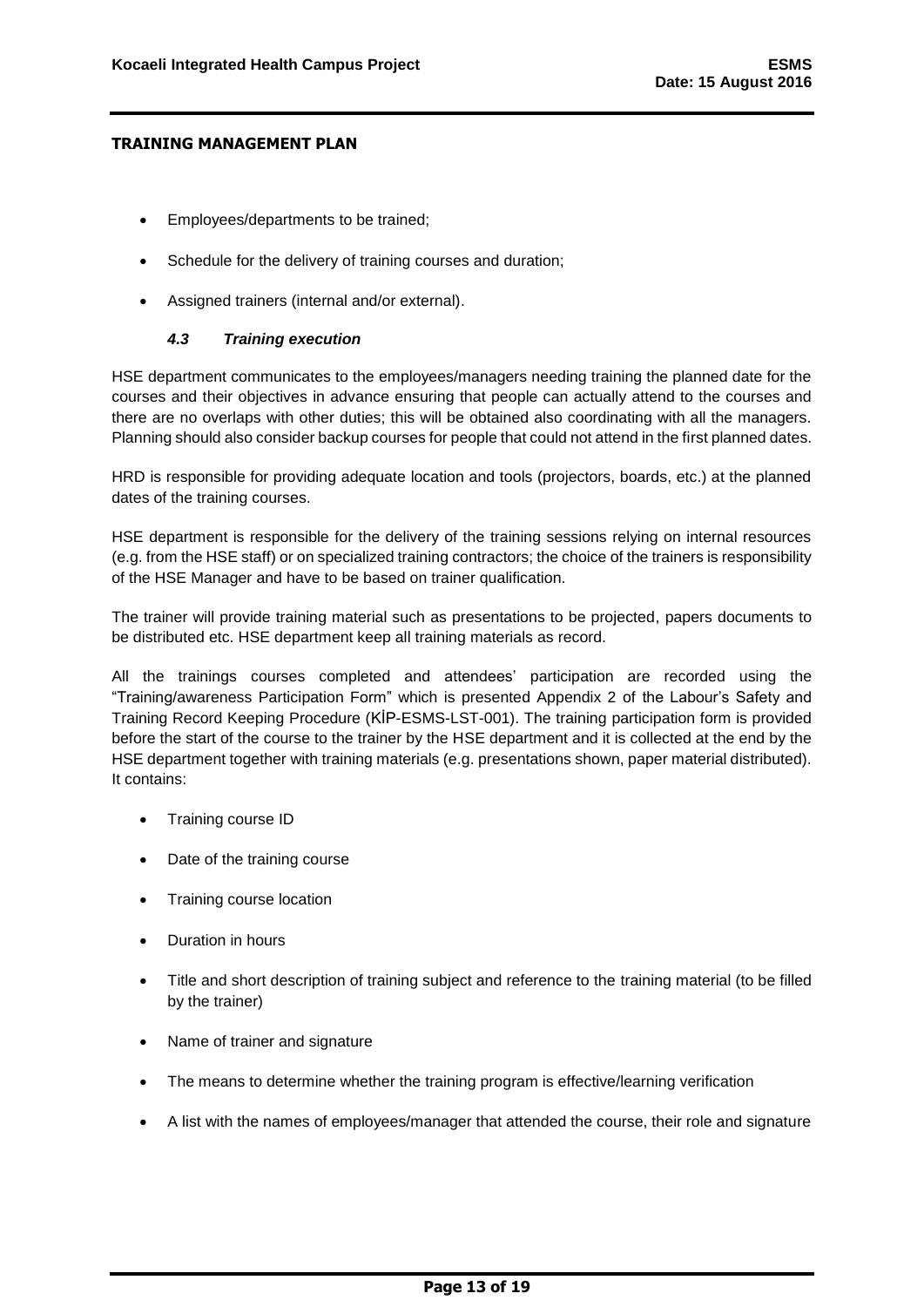- Employees/departments to be trained;
- Schedule for the delivery of training courses and duration;
- Assigned trainers (internal and/or external).

### *4.3 Training execution*

HSE department communicates to the employees/managers needing training the planned date for the courses and their objectives in advance ensuring that people can actually attend to the courses and there are no overlaps with other duties; this will be obtained also coordinating with all the managers. Planning should also consider backup courses for people that could not attend in the first planned dates.

HRD is responsible for providing adequate location and tools (projectors, boards, etc.) at the planned dates of the training courses.

HSE department is responsible for the delivery of the training sessions relying on internal resources (e.g. from the HSE staff) or on specialized training contractors; the choice of the trainers is responsibility of the HSE Manager and have to be based on trainer qualification.

The trainer will provide training material such as presentations to be projected, papers documents to be distributed etc. HSE department keep all training materials as record.

All the trainings courses completed and attendees' participation are recorded using the "Training/awareness Participation Form" which is presented Appendix 2 of the Labour's Safety and Training Record Keeping Procedure (KİP-ESMS-LST-001). The training participation form is provided before the start of the course to the trainer by the HSE department and it is collected at the end by the HSE department together with training materials (e.g. presentations shown, paper material distributed). It contains:

- Training course ID
- Date of the training course
- Training course location
- Duration in hours
- Title and short description of training subject and reference to the training material (to be filled by the trainer)
- Name of trainer and signature
- The means to determine whether the training program is effective/learning verification
- A list with the names of employees/manager that attended the course, their role and signature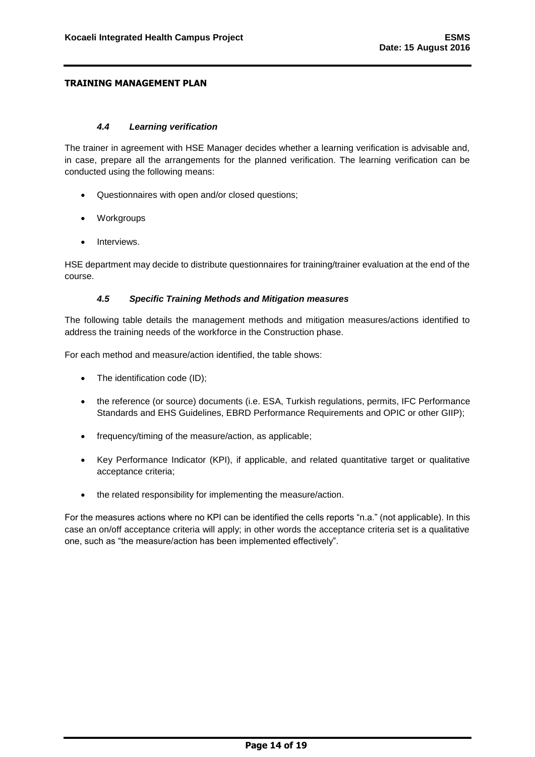**TRAINING MANAGEMENT PLAN**

### *4.4 Learning verification*

The trainer in agreement with HSE Manager decides whether a learning verification is advisable and, in case, prepare all the arrangements for the planned verification. The learning verification can be conducted using the following means:

- Questionnaires with open and/or closed questions;
- Workgroups
- Interviews.

HSE department may decide to distribute questionnaires for training/trainer evaluation at the end of the course.

### *4.5 Specific Training Methods and Mitigation measures*

The following table details the management methods and mitigation measures/actions identified to address the training needs of the workforce in the Construction phase.

For each method and measure/action identified, the table shows:

- The identification code (ID);
- the reference (or source) documents (i.e. ESA, Turkish regulations, permits, IFC Performance Standards and EHS Guidelines, EBRD Performance Requirements and OPIC or other GIIP);
- frequency/timing of the measure/action, as applicable;
- Key Performance Indicator (KPI), if applicable, and related quantitative target or qualitative acceptance criteria;
- the related responsibility for implementing the measure/action.

For the measures actions where no KPI can be identified the cells reports "n.a." (not applicable). In this case an on/off acceptance criteria will apply; in other words the acceptance criteria set is a qualitative one, such as "the measure/action has been implemented effectively".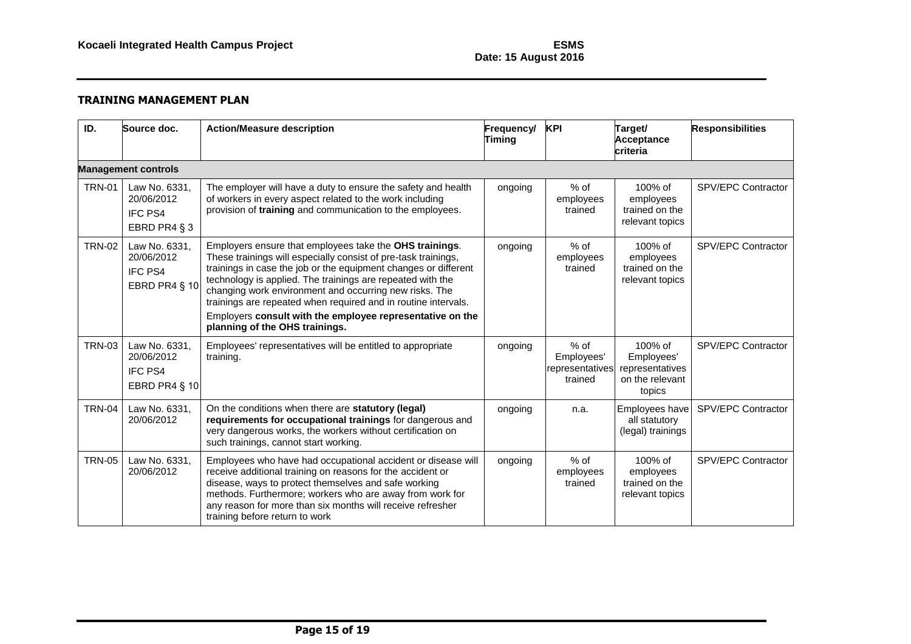## TRAINING MANAGEMENT PLAN

| ID. | Source doc. | Action/Measure description | Frequency/ Timing | KPI | Target/ Acceptance criteria | Responsibilities |
|---|---|---|---|---|---|---|
| **Management controls** | | | | | | |
| TRN-01 | Law No. 6331, 20/06/2012<br>IFC PS4<br>EBRD PR4 § 3 | The employer will have a duty to ensure the safety and health of workers in every aspect related to the work including provision of **training** and communication to the employees. | ongoing | % of employees trained | 100% of employees trained on the relevant topics | SPV/EPC Contractor |
| TRN-02 | Law No. 6331, 20/06/2012<br>IFC PS4<br>EBRD PR4 § 10 | Employers ensure that employees take the **OHS trainings**. These trainings will especially consist of pre-task trainings, trainings in case the job or the equipment changes or different technology is applied. The trainings are repeated with the changing work environment and occurring new risks. The trainings are repeated when required and in routine intervals.<br>Employers **consult with the employee representative on the planning of the OHS trainings.** | ongoing | % of employees trained | 100% of employees trained on the relevant topics | SPV/EPC Contractor |
| TRN-03 | Law No. 6331, 20/06/2012<br>IFC PS4<br>EBRD PR4 § 10 | Employees' representatives will be entitled to appropriate training. | ongoing | % of Employees' representatives trained | 100% of Employees' representatives on the relevant topics | SPV/EPC Contractor |
| TRN-04 | Law No. 6331, 20/06/2012 | On the conditions when there are **statutory (legal) requirements for occupational trainings** for dangerous and very dangerous works, the workers without certification on such trainings, cannot start working. | ongoing | n.a. | Employees have all statutory (legal) trainings | SPV/EPC Contractor |
| TRN-05 | Law No. 6331, 20/06/2012 | Employees who have had occupational accident or disease will receive additional training on reasons for the accident or disease, ways to protect themselves and safe working methods. Furthermore; workers who are away from work for any reason for more than six months will receive refresher training before return to work | ongoing | % of employees trained | 100% of employees trained on the relevant topics | SPV/EPC Contractor |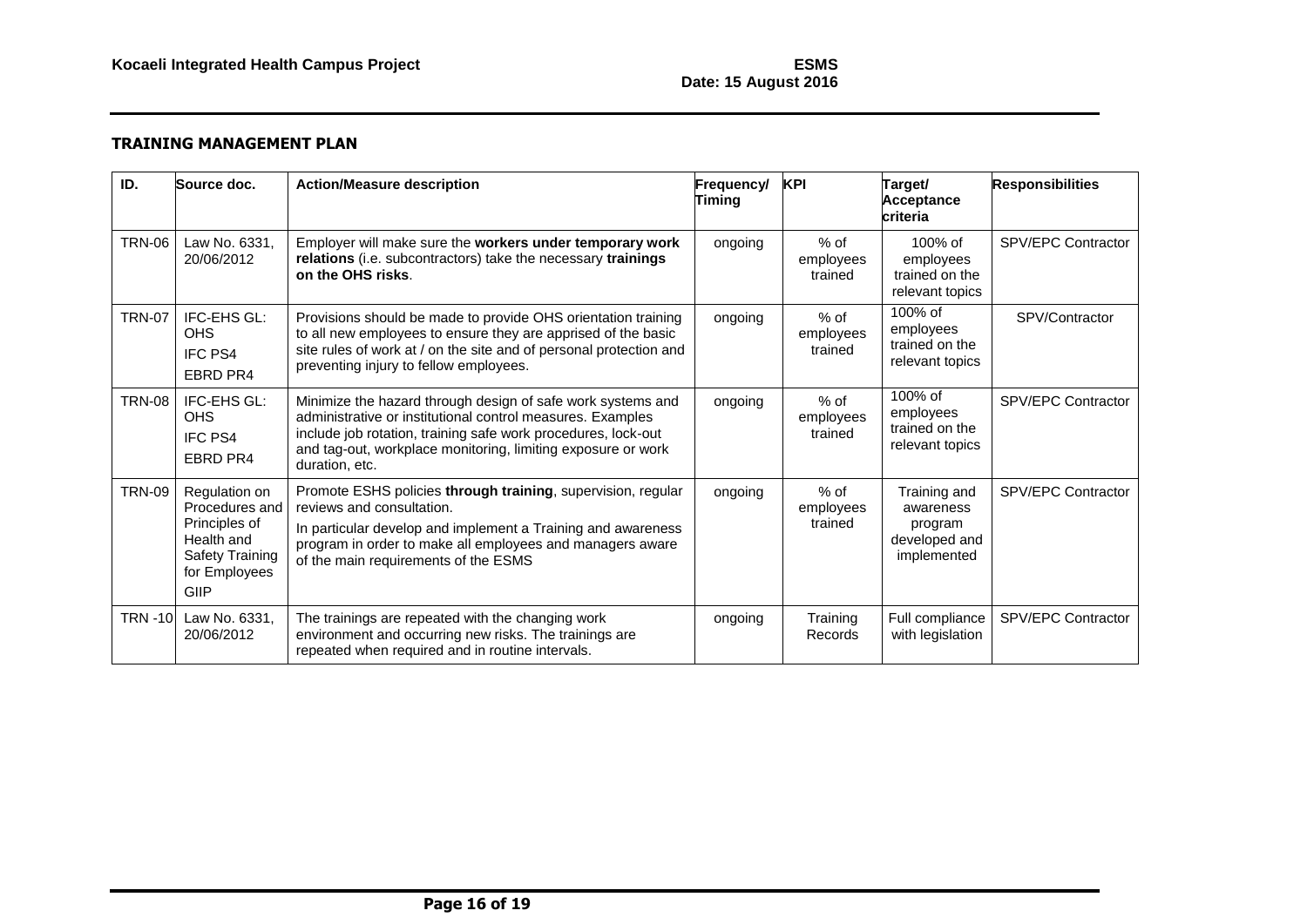**TRAINING MANAGEMENT PLAN**

| ID. | Source doc. | Action/Measure description | Frequency/ Timing | KPI | Target/ Acceptance criteria | Responsibilities |
|---|---|---|---|---|---|---|
| TRN-06 | Law No. 6331, 20/06/2012 | Employer will make sure the **workers under temporary work relations** (i.e. subcontractors) take the necessary **trainings on the OHS risks**. | ongoing | % of employees trained | 100% of employees trained on the relevant topics | SPV/EPC Contractor |
| TRN-07 | IFC-EHS GL: OHS<br>IFC PS4<br>EBRD PR4 | Provisions should be made to provide OHS orientation training to all new employees to ensure they are apprised of the basic site rules of work at / on the site and of personal protection and preventing injury to fellow employees. | ongoing | % of employees trained | 100% of employees trained on the relevant topics | SPV/Contractor |
| TRN-08 | IFC-EHS GL: OHS<br>IFC PS4<br>EBRD PR4 | Minimize the hazard through design of safe work systems and administrative or institutional control measures. Examples include job rotation, training safe work procedures, lock-out and tag-out, workplace monitoring, limiting exposure or work duration, etc. | ongoing | % of employees trained | 100% of employees trained on the relevant topics | SPV/EPC Contractor |
| TRN-09 | Regulation on Procedures and Principles of Health and Safety Training for Employees<br>GIIP | Promote ESHS policies **through training**, supervision, regular reviews and consultation.<br>In particular develop and implement a Training and awareness program in order to make all employees and managers aware of the main requirements of the ESMS | ongoing | % of employees trained | Training and awareness program developed and implemented | SPV/EPC Contractor |
| TRN -10 | Law No. 6331, 20/06/2012 | The trainings are repeated with the changing work environment and occurring new risks. The trainings are repeated when required and in routine intervals. | ongoing | Training Records | Full compliance with legislation | SPV/EPC Contractor |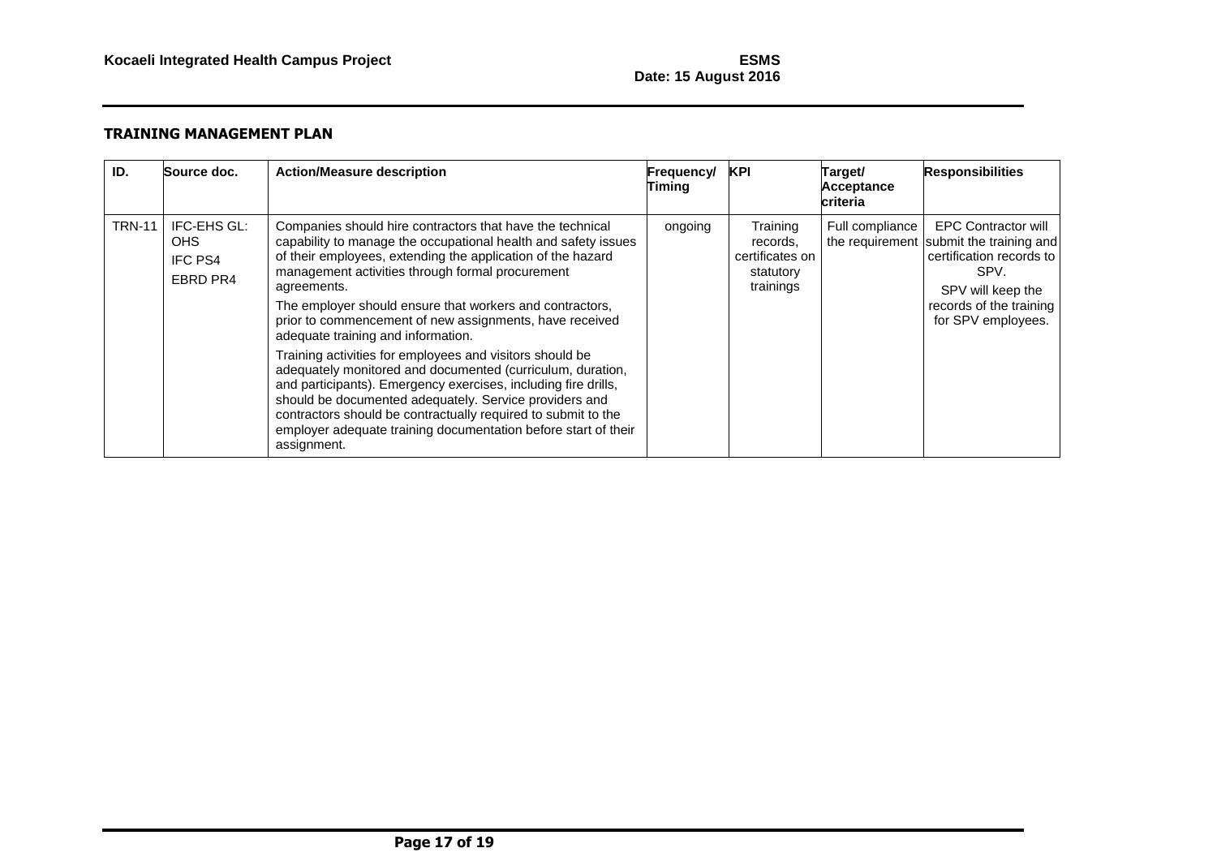**TRAINING MANAGEMENT PLAN**

| ID. | Source doc. | Action/Measure description | Frequency/ Timing | KPI | Target/ Acceptance criteria | Responsibilities |
|---|---|---|---|---|---|---|
| TRN-11 | IFC-EHS GL: OHS<br>IFC PS4<br>EBRD PR4 | Companies should hire contractors that have the technical capability to manage the occupational health and safety issues of their employees, extending the application of the hazard management activities through formal procurement agreements.<br>The employer should ensure that workers and contractors, prior to commencement of new assignments, have received adequate training and information.<br>Training activities for employees and visitors should be adequately monitored and documented (curriculum, duration, and participants). Emergency exercises, including fire drills, should be documented adequately. Service providers and contractors should be contractually required to submit to the employer adequate training documentation before start of their assignment. | ongoing | Training records, certificates on statutory trainings | Full compliance the requirement | EPC Contractor will submit the training and certification records to SPV.<br>SPV will keep the records of the training for SPV employees. |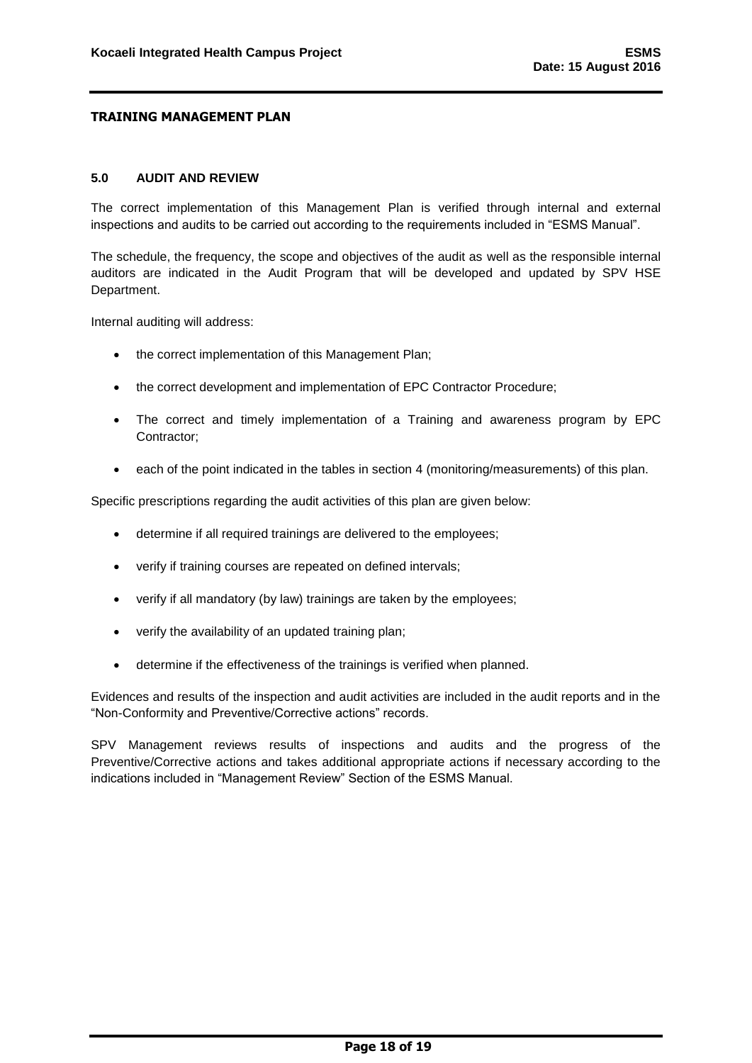**TRAINING MANAGEMENT PLAN**

## 5.0 AUDIT AND REVIEW

The correct implementation of this Management Plan is verified through internal and external inspections and audits to be carried out according to the requirements included in "ESMS Manual".

The schedule, the frequency, the scope and objectives of the audit as well as the responsible internal auditors are indicated in the Audit Program that will be developed and updated by SPV HSE Department.

Internal auditing will address:

- the correct implementation of this Management Plan;
- the correct development and implementation of EPC Contractor Procedure;
- The correct and timely implementation of a Training and awareness program by EPC Contractor;
- each of the point indicated in the tables in section 4 (monitoring/measurements) of this plan.

Specific prescriptions regarding the audit activities of this plan are given below:

- determine if all required trainings are delivered to the employees;
- verify if training courses are repeated on defined intervals;
- verify if all mandatory (by law) trainings are taken by the employees;
- verify the availability of an updated training plan;
- determine if the effectiveness of the trainings is verified when planned.

Evidences and results of the inspection and audit activities are included in the audit reports and in the "Non-Conformity and Preventive/Corrective actions" records.

SPV Management reviews results of inspections and audits and the progress of the Preventive/Corrective actions and takes additional appropriate actions if necessary according to the indications included in "Management Review" Section of the ESMS Manual.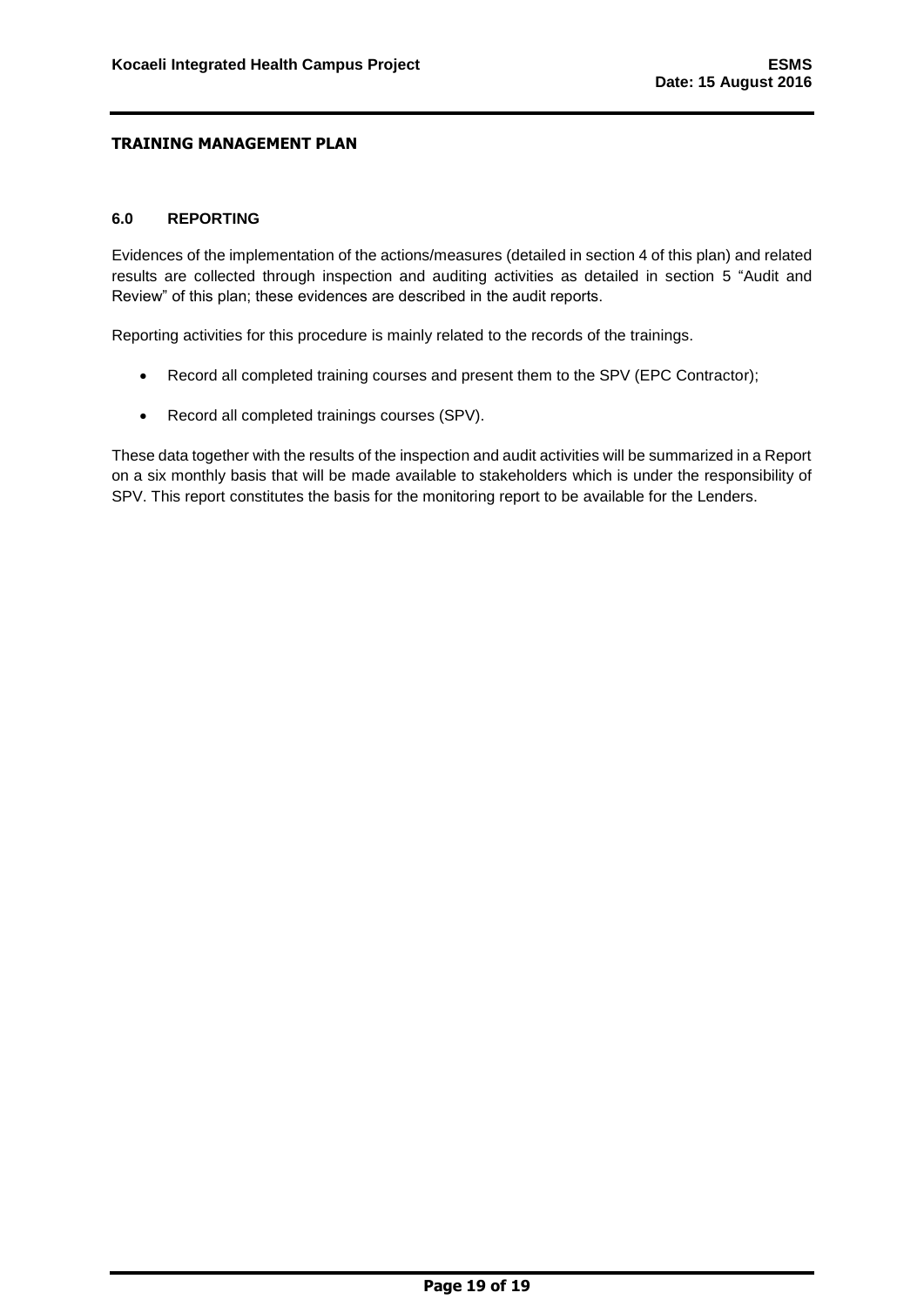**TRAINING MANAGEMENT PLAN**

## 6.0 REPORTING

Evidences of the implementation of the actions/measures (detailed in section 4 of this plan) and related results are collected through inspection and auditing activities as detailed in section 5 "Audit and Review" of this plan; these evidences are described in the audit reports.

Reporting activities for this procedure is mainly related to the records of the trainings.

- Record all completed training courses and present them to the SPV (EPC Contractor);
- Record all completed trainings courses (SPV).

These data together with the results of the inspection and audit activities will be summarized in a Report on a six monthly basis that will be made available to stakeholders which is under the responsibility of SPV. This report constitutes the basis for the monitoring report to be available for the Lenders.